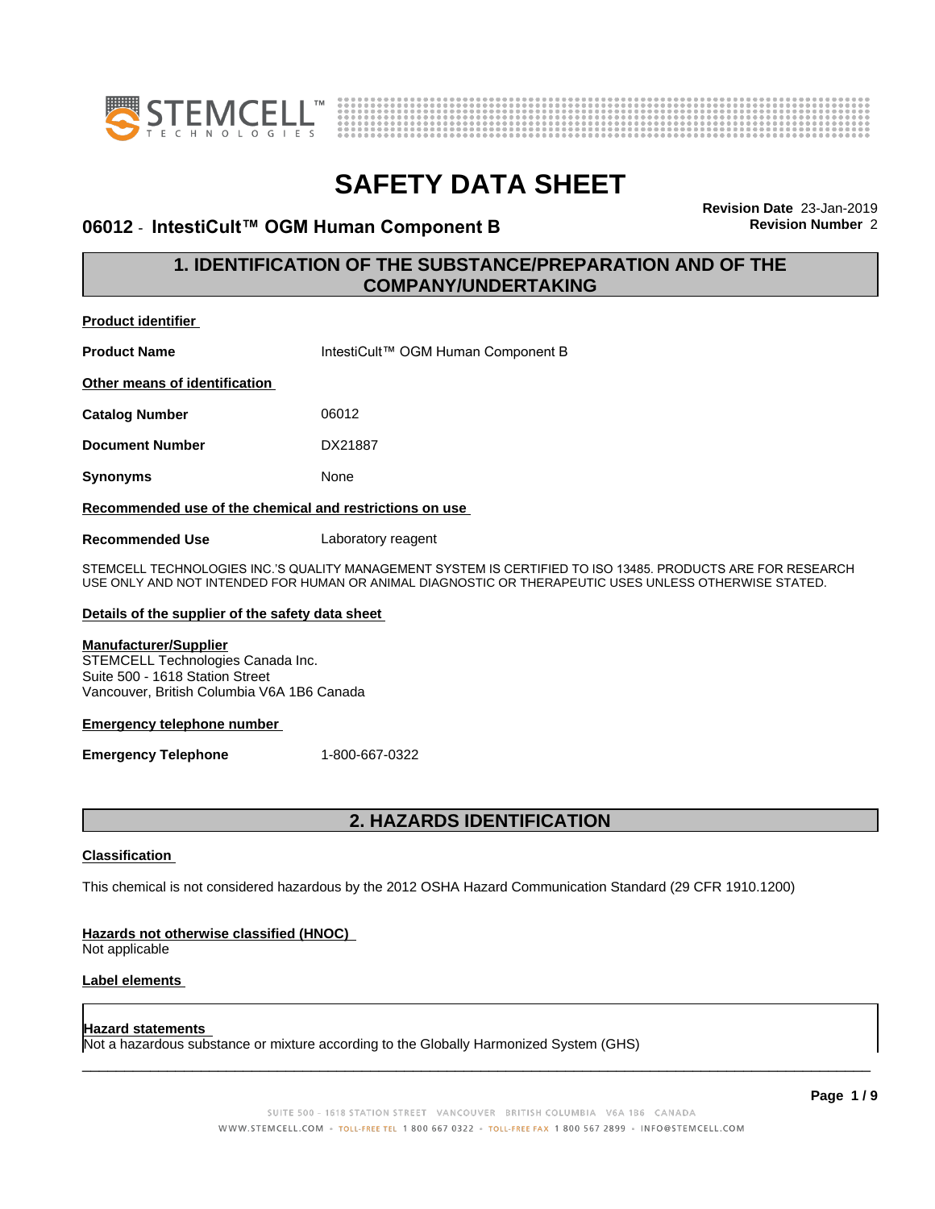# SAFETY DATA SHEET

## 06012 - IntestiCult™ OGM Human Component B

**Revision Date** 23-Jan-2019
**Revision Number** 2

## 1. IDENTIFICATION OF THE SUBSTANCE/PREPARATION AND OF THE COMPANY/UNDERTAKING

**Product identifier**

| | |
|---|---|
| **Product Name** | IntestiCult™ OGM Human Component B |

**Other means of identification**

| | |
|---|---|
| **Catalog Number** | 06012 |
| **Document Number** | DX21887 |
| **Synonyms** | None |

**Recommended use of the chemical and restrictions on use**

| | |
|---|---|
| **Recommended Use** | Laboratory reagent |

STEMCELL TECHNOLOGIES INC.'S QUALITY MANAGEMENT SYSTEM IS CERTIFIED TO ISO 13485. PRODUCTS ARE FOR RESEARCH USE ONLY AND NOT INTENDED FOR HUMAN OR ANIMAL DIAGNOSTIC OR THERAPEUTIC USES UNLESS OTHERWISE STATED.

**Details of the supplier of the safety data sheet**

**Manufacturer/Supplier**
STEMCELL Technologies Canada Inc.
Suite 500 - 1618 Station Street
Vancouver, British Columbia V6A 1B6 Canada

**Emergency telephone number**

| | |
|---|---|
| **Emergency Telephone** | 1-800-667-0322 |

## 2. HAZARDS IDENTIFICATION

**Classification**

This chemical is not considered hazardous by the 2012 OSHA Hazard Communication Standard (29 CFR 1910.1200)

**Hazards not otherwise classified (HNOC)**
Not applicable

**Label elements**

**Hazard statements**
Not a hazardous substance or mixture according to the Globally Harmonized System (GHS)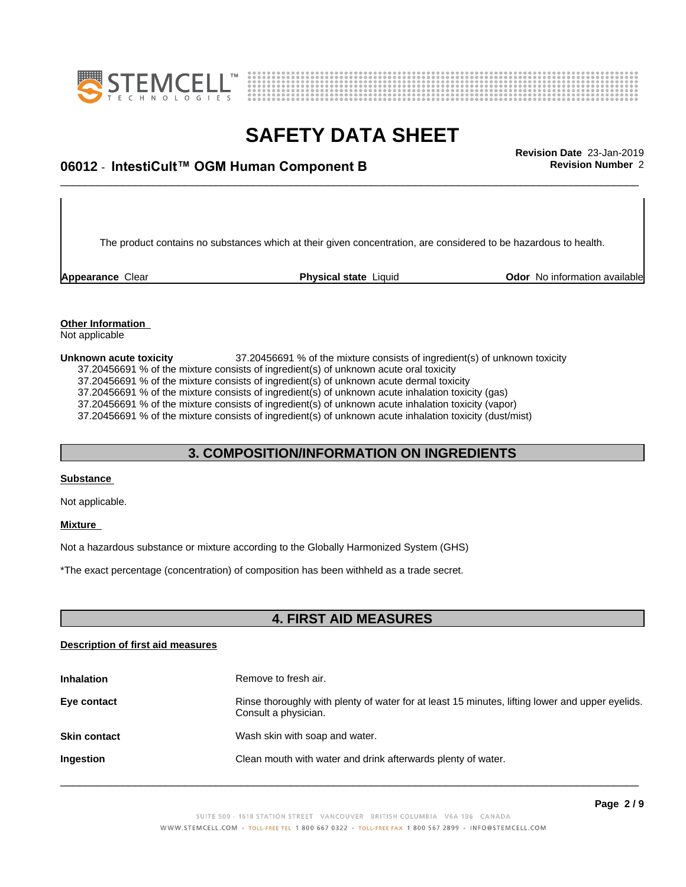The product contains no substances which at their given concentration, are considered to be hazardous to health.

| **Appearance** Clear | **Physical state** Liquid | **Odor** No information available |
|---|---|---|

**Other Information**

Not applicable

**Unknown acute toxicity** 37.20456691 % of the mixture consists of ingredient(s) of unknown toxicity

37.20456691 % of the mixture consists of ingredient(s) of unknown acute oral toxicity
37.20456691 % of the mixture consists of ingredient(s) of unknown acute dermal toxicity
37.20456691 % of the mixture consists of ingredient(s) of unknown acute inhalation toxicity (gas)
37.20456691 % of the mixture consists of ingredient(s) of unknown acute inhalation toxicity (vapor)
37.20456691 % of the mixture consists of ingredient(s) of unknown acute inhalation toxicity (dust/mist)

## 3. COMPOSITION/INFORMATION ON INGREDIENTS

**Substance**

Not applicable.

**Mixture**

Not a hazardous substance or mixture according to the Globally Harmonized System (GHS)

*The exact percentage (concentration) of composition has been withheld as a trade secret.

## 4. FIRST AID MEASURES

**Description of first aid measures**

| | |
|---|---|
| **Inhalation** | Remove to fresh air. |
| **Eye contact** | Rinse thoroughly with plenty of water for at least 15 minutes, lifting lower and upper eyelids. Consult a physician. |
| **Skin contact** | Wash skin with soap and water. |
| **Ingestion** | Clean mouth with water and drink afterwards plenty of water. |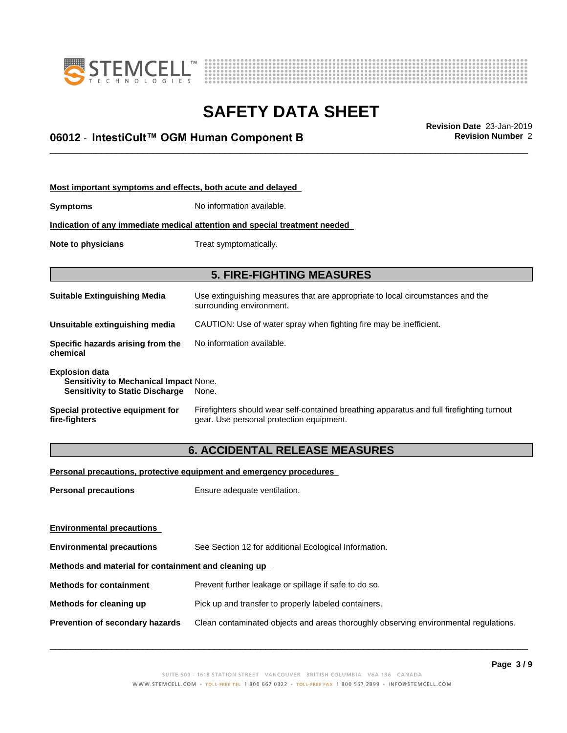**Most important symptoms and effects, both acute and delayed**

**Symptoms** No information available.

**Indication of any immediate medical attention and special treatment needed**

**Note to physicians** Treat symptomatically.

## 5. FIRE-FIGHTING MEASURES

**Suitable Extinguishing Media** Use extinguishing measures that are appropriate to local circumstances and the surrounding environment.

**Unsuitable extinguishing media** CAUTION: Use of water spray when fighting fire may be inefficient.

**Specific hazards arising from the chemical** No information available.

**Explosion data**
**Sensitivity to Mechanical Impact** None.
**Sensitivity to Static Discharge** None.

**Special protective equipment for fire-fighters** Firefighters should wear self-contained breathing apparatus and full firefighting turnout gear. Use personal protection equipment.

## 6. ACCIDENTAL RELEASE MEASURES

**Personal precautions, protective equipment and emergency procedures**

**Personal precautions** Ensure adequate ventilation.

**Environmental precautions**

**Environmental precautions** See Section 12 for additional Ecological Information.

**Methods and material for containment and cleaning up**

**Methods for containment** Prevent further leakage or spillage if safe to do so.

**Methods for cleaning up** Pick up and transfer to properly labeled containers.

**Prevention of secondary hazards** Clean contaminated objects and areas thoroughly observing environmental regulations.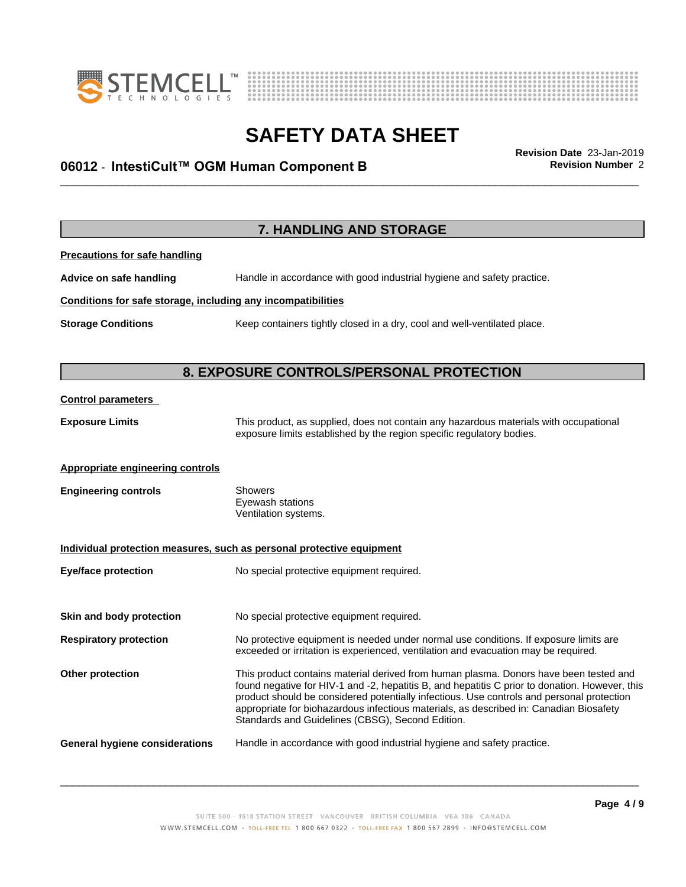## 7. HANDLING AND STORAGE

**Precautions for safe handling**

**Advice on safe handling** Handle in accordance with good industrial hygiene and safety practice.

**Conditions for safe storage, including any incompatibilities**

**Storage Conditions** Keep containers tightly closed in a dry, cool and well-ventilated place.

## 8. EXPOSURE CONTROLS/PERSONAL PROTECTION

**Control parameters**

**Exposure Limits** This product, as supplied, does not contain any hazardous materials with occupational exposure limits established by the region specific regulatory bodies.

**Appropriate engineering controls**

**Engineering controls** Showers
Eyewash stations
Ventilation systems.

**Individual protection measures, such as personal protective equipment**

**Eye/face protection** No special protective equipment required.

**Skin and body protection** No special protective equipment required.

**Respiratory protection** No protective equipment is needed under normal use conditions. If exposure limits are exceeded or irritation is experienced, ventilation and evacuation may be required.

**Other protection** This product contains material derived from human plasma. Donors have been tested and found negative for HIV-1 and -2, hepatitis B, and hepatitis C prior to donation. However, this product should be considered potentially infectious. Use controls and personal protection appropriate for biohazardous infectious materials, as described in: Canadian Biosafety Standards and Guidelines (CBSG), Second Edition.

**General hygiene considerations** Handle in accordance with good industrial hygiene and safety practice.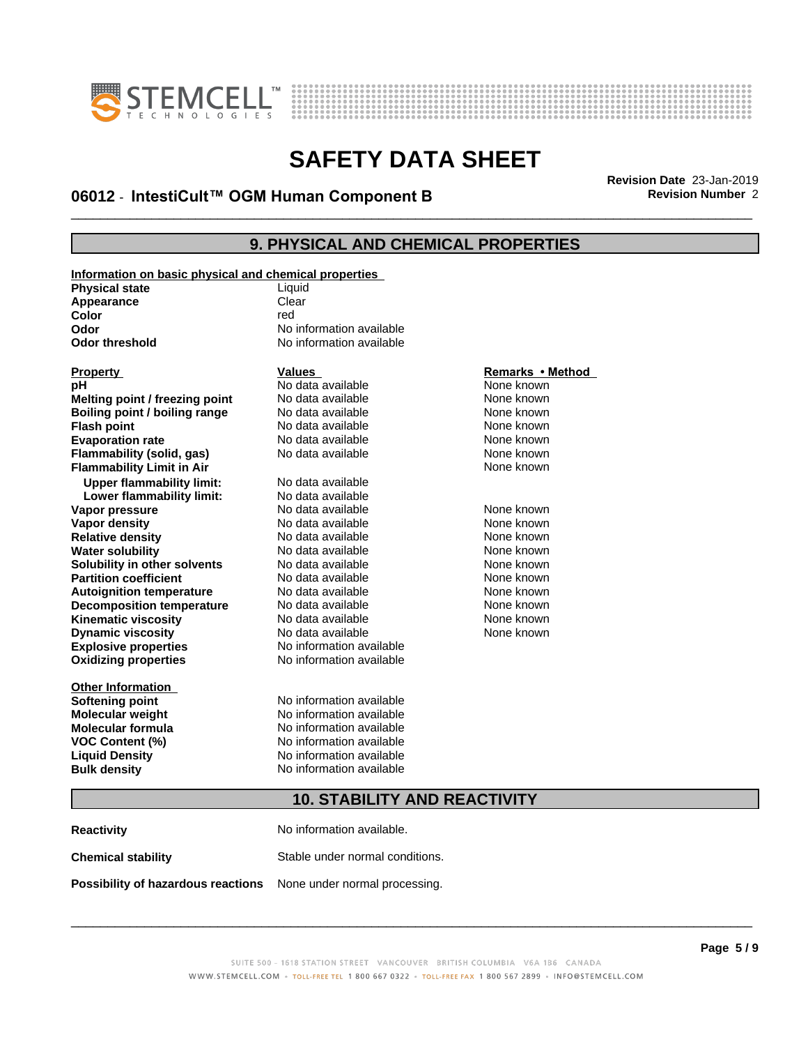## 9. PHYSICAL AND CHEMICAL PROPERTIES

**Information on basic physical and chemical properties**

| | |
|---|---|
| **Physical state** | Liquid |
| **Appearance** | Clear |
| **Color** | red |
| **Odor** | No information available |
| **Odor threshold** | No information available |

| **Property** | **Values** | **Remarks • Method** |
|---|---|---|
| **pH** | No data available | None known |
| **Melting point / freezing point** | No data available | None known |
| **Boiling point / boiling range** | No data available | None known |
| **Flash point** | No data available | None known |
| **Evaporation rate** | No data available | None known |
| **Flammability (solid, gas)** | No data available | None known |
| **Flammability Limit in Air** | | None known |
| **Upper flammability limit:** | No data available | |
| **Lower flammability limit:** | No data available | |
| **Vapor pressure** | No data available | None known |
| **Vapor density** | No data available | None known |
| **Relative density** | No data available | None known |
| **Water solubility** | No data available | None known |
| **Solubility in other solvents** | No data available | None known |
| **Partition coefficient** | No data available | None known |
| **Autoignition temperature** | No data available | None known |
| **Decomposition temperature** | No data available | None known |
| **Kinematic viscosity** | No data available | None known |
| **Dynamic viscosity** | No data available | None known |
| **Explosive properties** | No information available | |
| **Oxidizing properties** | No information available | |

**Other Information**

| | |
|---|---|
| **Softening point** | No information available |
| **Molecular weight** | No information available |
| **Molecular formula** | No information available |
| **VOC Content (%)** | No information available |
| **Liquid Density** | No information available |
| **Bulk density** | No information available |

## 10. STABILITY AND REACTIVITY

| | |
|---|---|
| **Reactivity** | No information available. |
| **Chemical stability** | Stable under normal conditions. |
| **Possibility of hazardous reactions** | None under normal processing. |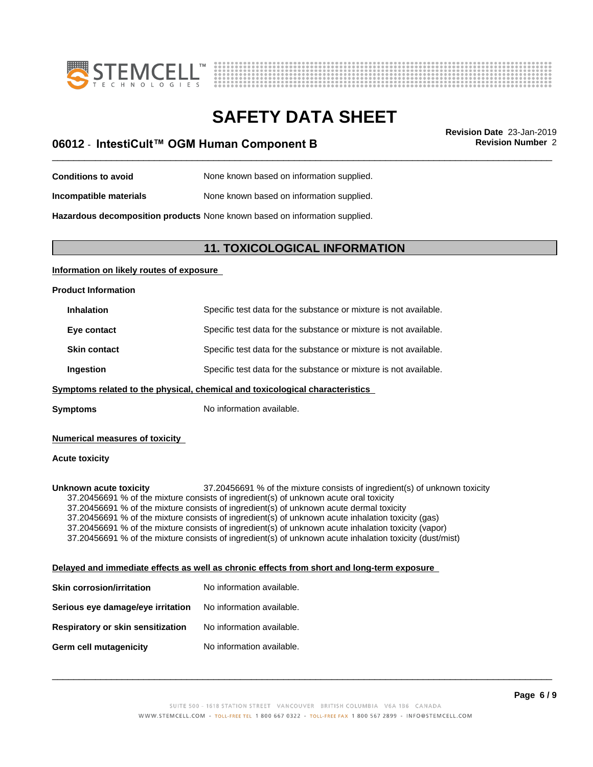**Conditions to avoid** None known based on information supplied.

**Incompatible materials** None known based on information supplied.

**Hazardous decomposition products** None known based on information supplied.

## 11. TOXICOLOGICAL INFORMATION

**Information on likely routes of exposure**

**Product Information**

| | |
|---|---|
| **Inhalation** | Specific test data for the substance or mixture is not available. |
| **Eye contact** | Specific test data for the substance or mixture is not available. |
| **Skin contact** | Specific test data for the substance or mixture is not available. |
| **Ingestion** | Specific test data for the substance or mixture is not available. |

**Symptoms related to the physical, chemical and toxicological characteristics**

**Symptoms** No information available.

**Numerical measures of toxicity**

**Acute toxicity**

**Unknown acute toxicity** 37.20456691 % of the mixture consists of ingredient(s) of unknown toxicity

37.20456691 % of the mixture consists of ingredient(s) of unknown acute oral toxicity
37.20456691 % of the mixture consists of ingredient(s) of unknown acute dermal toxicity
37.20456691 % of the mixture consists of ingredient(s) of unknown acute inhalation toxicity (gas)
37.20456691 % of the mixture consists of ingredient(s) of unknown acute inhalation toxicity (vapor)
37.20456691 % of the mixture consists of ingredient(s) of unknown acute inhalation toxicity (dust/mist)

**Delayed and immediate effects as well as chronic effects from short and long-term exposure**

| | |
|---|---|
| **Skin corrosion/irritation** | No information available. |
| **Serious eye damage/eye irritation** | No information available. |
| **Respiratory or skin sensitization** | No information available. |
| **Germ cell mutagenicity** | No information available. |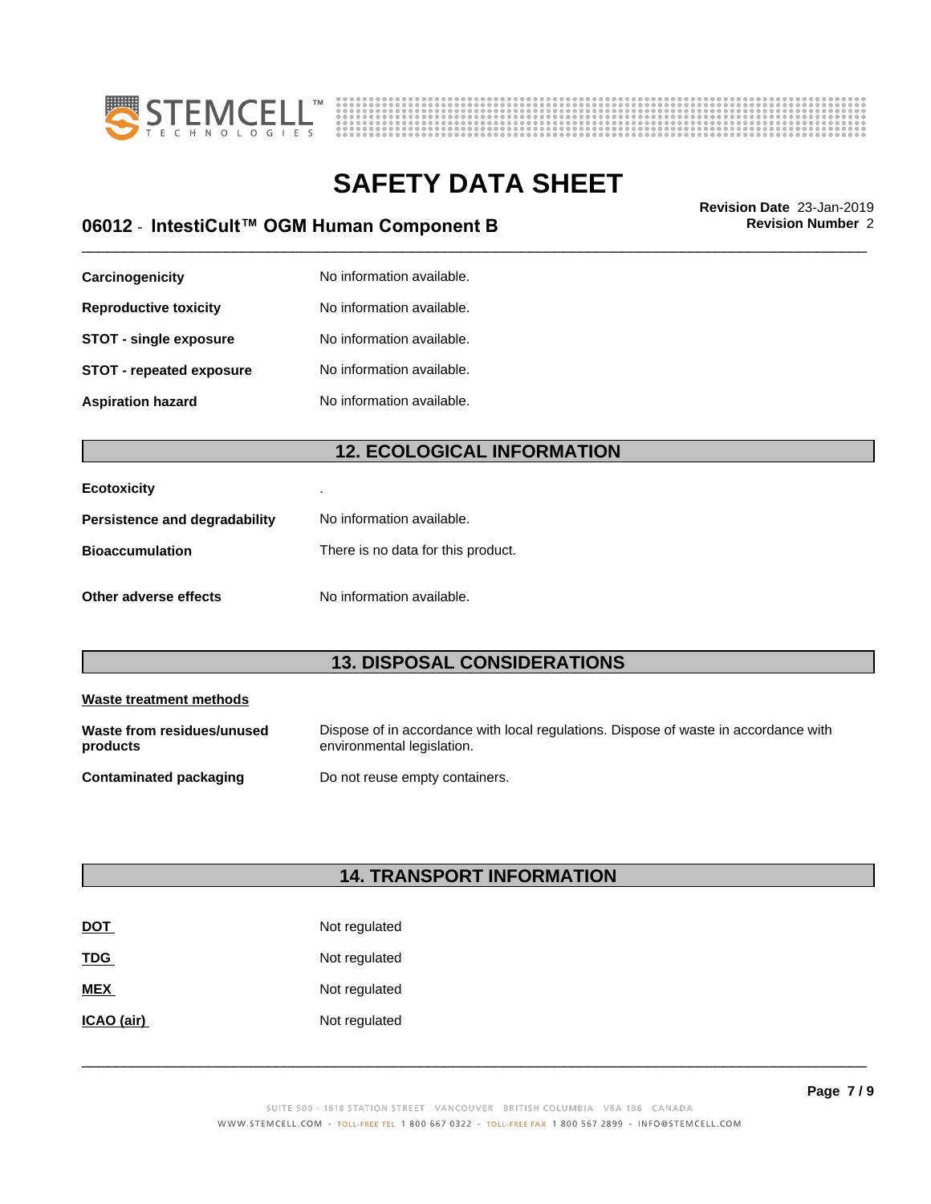| | |
|---|---|
| **Carcinogenicity** | No information available. |
| **Reproductive toxicity** | No information available. |
| **STOT - single exposure** | No information available. |
| **STOT - repeated exposure** | No information available. |
| **Aspiration hazard** | No information available. |

## 12. ECOLOGICAL INFORMATION

| | |
|---|---|
| **Ecotoxicity** | . |
| **Persistence and degradability** | No information available. |
| **Bioaccumulation** | There is no data for this product. |
| **Other adverse effects** | No information available. |

## 13. DISPOSAL CONSIDERATIONS

**Waste treatment methods**

| | |
|---|---|
| **Waste from residues/unused products** | Dispose of in accordance with local regulations. Dispose of waste in accordance with environmental legislation. |
| **Contaminated packaging** | Do not reuse empty containers. |

## 14. TRANSPORT INFORMATION

| | |
|---|---|
| **DOT** | Not regulated |
| **TDG** | Not regulated |
| **MEX** | Not regulated |
| **ICAO (air)** | Not regulated |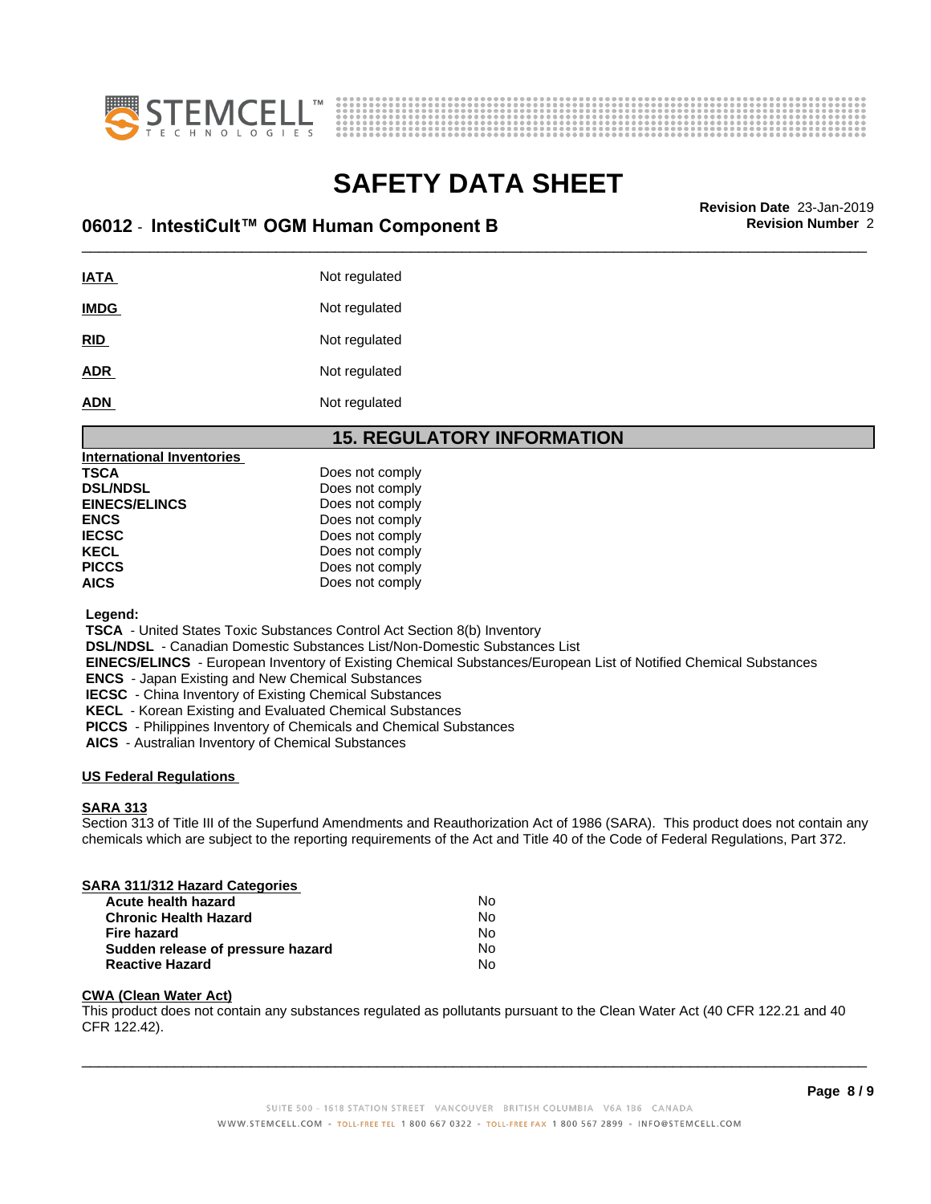| | |
|---|---|
| **IATA** | Not regulated |
| **IMDG** | Not regulated |
| **RID** | Not regulated |
| **ADR** | Not regulated |
| **ADN** | Not regulated |

## 15. REGULATORY INFORMATION

**International Inventories**

| | |
|---|---|
| **TSCA** | Does not comply |
| **DSL/NDSL** | Does not comply |
| **EINECS/ELINCS** | Does not comply |
| **ENCS** | Does not comply |
| **IECSC** | Does not comply |
| **KECL** | Does not comply |
| **PICCS** | Does not comply |
| **AICS** | Does not comply |

**Legend:**
**TSCA** - United States Toxic Substances Control Act Section 8(b) Inventory
**DSL/NDSL** - Canadian Domestic Substances List/Non-Domestic Substances List
**EINECS/ELINCS** - European Inventory of Existing Chemical Substances/European List of Notified Chemical Substances
**ENCS** - Japan Existing and New Chemical Substances
**IECSC** - China Inventory of Existing Chemical Substances
**KECL** - Korean Existing and Evaluated Chemical Substances
**PICCS** - Philippines Inventory of Chemicals and Chemical Substances
**AICS** - Australian Inventory of Chemical Substances

**US Federal Regulations**

**SARA 313**
Section 313 of Title III of the Superfund Amendments and Reauthorization Act of 1986 (SARA). This product does not contain any chemicals which are subject to the reporting requirements of the Act and Title 40 of the Code of Federal Regulations, Part 372.

**SARA 311/312 Hazard Categories**

| | |
|---|---|
| **Acute health hazard** | No |
| **Chronic Health Hazard** | No |
| **Fire hazard** | No |
| **Sudden release of pressure hazard** | No |
| **Reactive Hazard** | No |

**CWA (Clean Water Act)**
This product does not contain any substances regulated as pollutants pursuant to the Clean Water Act (40 CFR 122.21 and 40 CFR 122.42).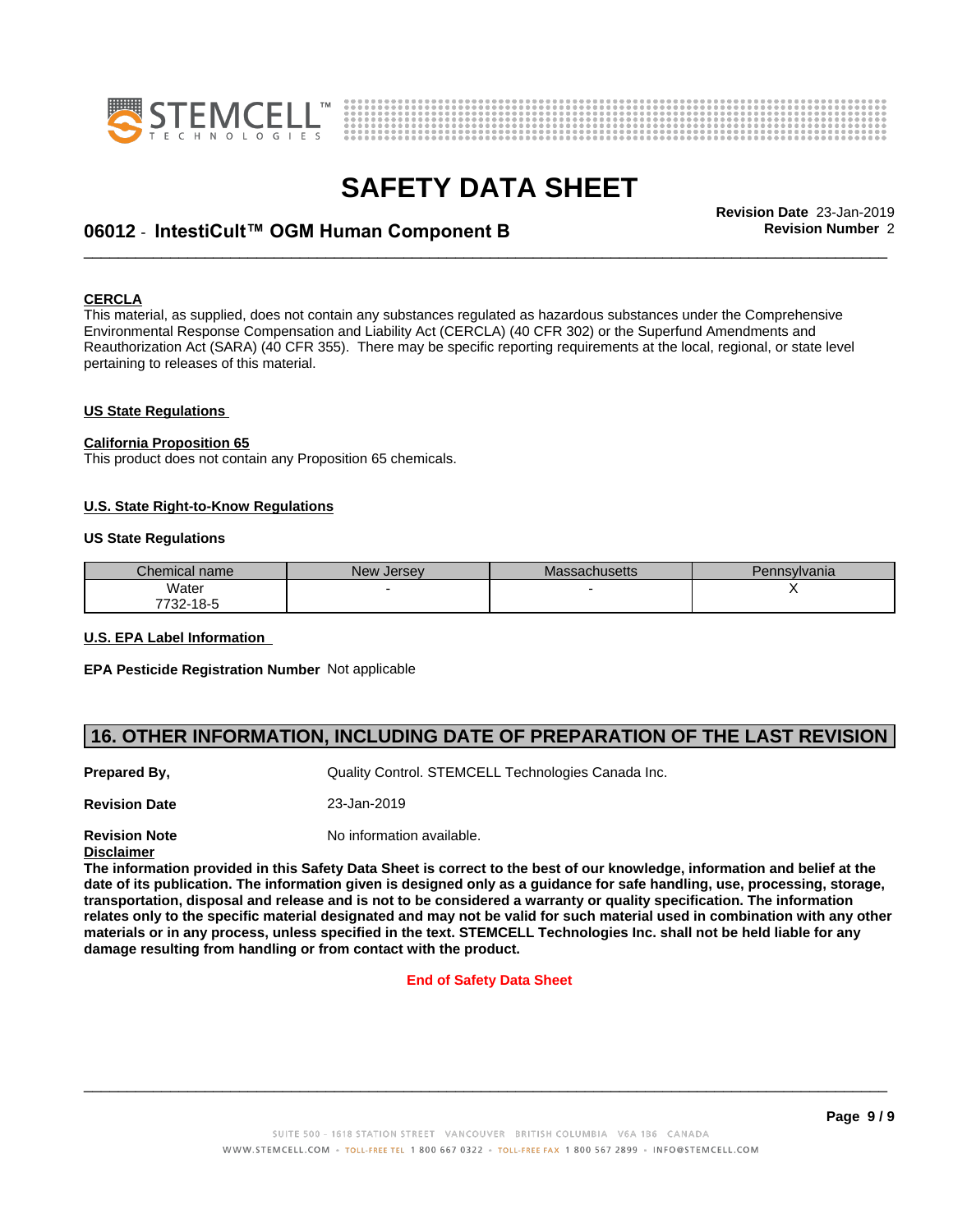**CERCLA**

This material, as supplied, does not contain any substances regulated as hazardous substances under the Comprehensive Environmental Response Compensation and Liability Act (CERCLA) (40 CFR 302) or the Superfund Amendments and Reauthorization Act (SARA) (40 CFR 355). There may be specific reporting requirements at the local, regional, or state level pertaining to releases of this material.

**US State Regulations**

**California Proposition 65**

This product does not contain any Proposition 65 chemicals.

**U.S. State Right-to-Know Regulations**

**US State Regulations**

| Chemical name | New Jersey | Massachusetts | Pennsylvania |
|---|---|---|---|
| Water<br>7732-18-5 | - | - | X |

**U.S. EPA Label Information**

**EPA Pesticide Registration Number** Not applicable

## 16. OTHER INFORMATION, INCLUDING DATE OF PREPARATION OF THE LAST REVISION

**Prepared By,** Quality Control. STEMCELL Technologies Canada Inc.

**Revision Date** 23-Jan-2019

**Revision Note** No information available.

**Disclaimer**

**The information provided in this Safety Data Sheet is correct to the best of our knowledge, information and belief at the date of its publication. The information given is designed only as a guidance for safe handling, use, processing, storage, transportation, disposal and release and is not to be considered a warranty or quality specification. The information relates only to the specific material designated and may not be valid for such material used in combination with any other materials or in any process, unless specified in the text. STEMCELL Technologies Inc. shall not be held liable for any damage resulting from handling or from contact with the product.**

**End of Safety Data Sheet**